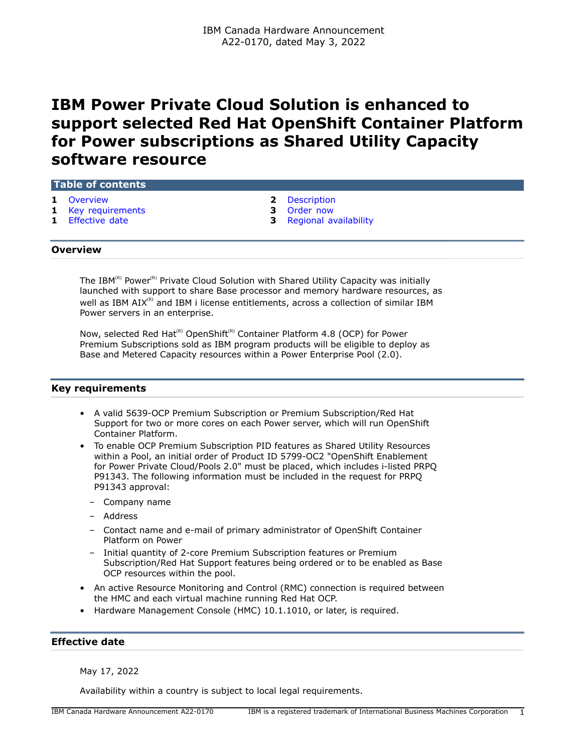IBM Canada Hardware Announcement
A22-0170, dated May 3, 2022

# IBM Power Private Cloud Solution is enhanced to support selected Red Hat OpenShift Container Platform for Power subscriptions as Shared Utility Capacity software resource

**Table of contents**

| | | | |
|---|---|---|---|
| **1** | Overview | **2** | Description |
| **1** | Key requirements | **3** | Order now |
| **1** | Effective date | **3** | Regional availability |

## Overview

The IBM(R) Power(R) Private Cloud Solution with Shared Utility Capacity was initially launched with support to share Base processor and memory hardware resources, as well as IBM AIX(R) and IBM i license entitlements, across a collection of similar IBM Power servers in an enterprise.

Now, selected Red Hat(R) OpenShift(R) Container Platform 4.8 (OCP) for Power Premium Subscriptions sold as IBM program products will be eligible to deploy as Base and Metered Capacity resources within a Power Enterprise Pool (2.0).

## Key requirements

- A valid 5639-OCP Premium Subscription or Premium Subscription/Red Hat Support for two or more cores on each Power server, which will run OpenShift Container Platform.
- To enable OCP Premium Subscription PID features as Shared Utility Resources within a Pool, an initial order of Product ID 5799-OC2 "OpenShift Enablement for Power Private Cloud/Pools 2.0" must be placed, which includes i-listed PRPQ P91343. The following information must be included in the request for PRPQ P91343 approval:
  - Company name
  - Address
  - Contact name and e-mail of primary administrator of OpenShift Container Platform on Power
  - Initial quantity of 2-core Premium Subscription features or Premium Subscription/Red Hat Support features being ordered or to be enabled as Base OCP resources within the pool.
- An active Resource Monitoring and Control (RMC) connection is required between the HMC and each virtual machine running Red Hat OCP.
- Hardware Management Console (HMC) 10.1.1010, or later, is required.

## Effective date

May 17, 2022

Availability within a country is subject to local legal requirements.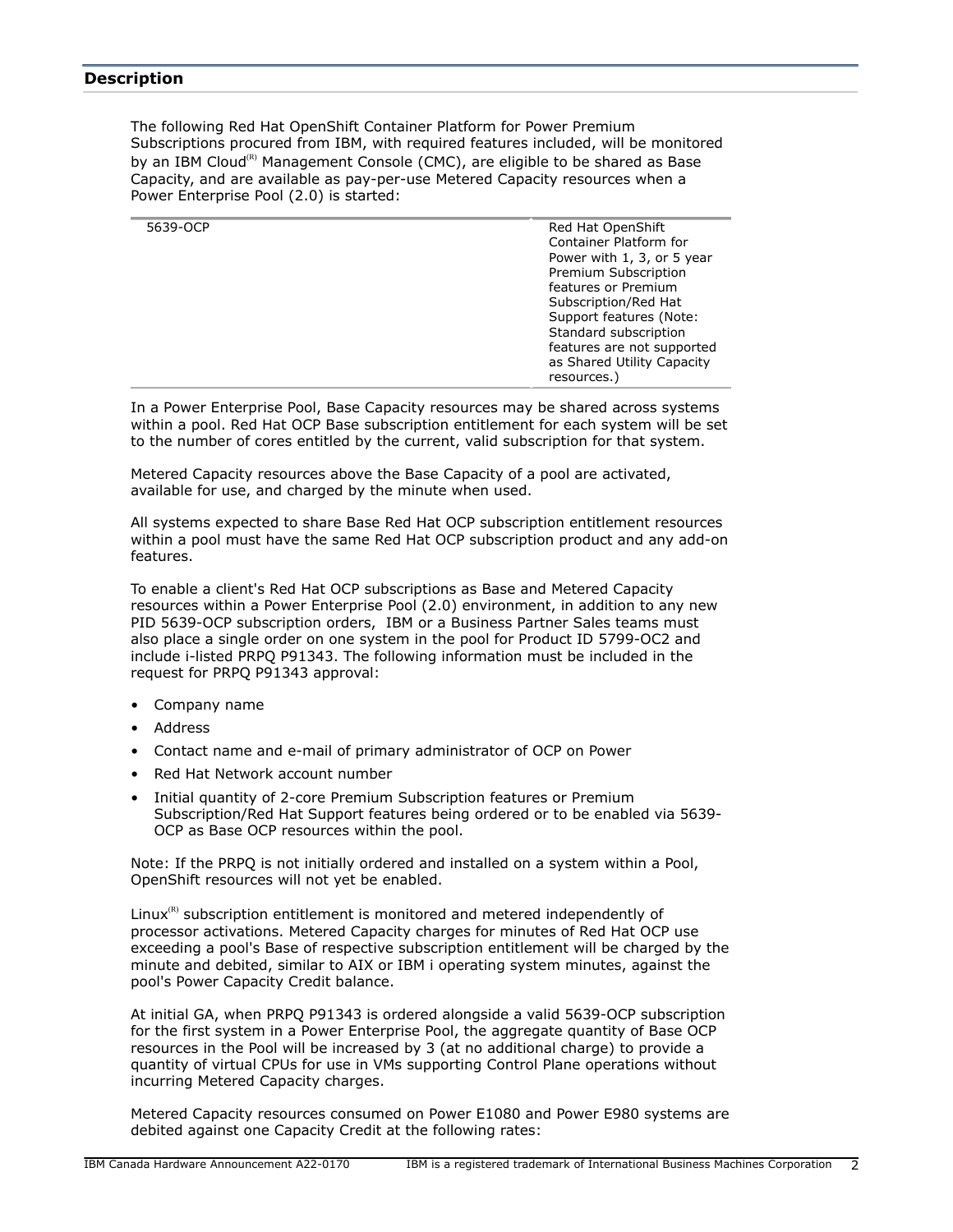## Description

The following Red Hat OpenShift Container Platform for Power Premium Subscriptions procured from IBM, with required features included, will be monitored by an IBM Cloud(R) Management Console (CMC), are eligible to be shared as Base Capacity, and are available as pay-per-use Metered Capacity resources when a Power Enterprise Pool (2.0) is started:

| | |
|---|---|
| 5639-OCP | Red Hat OpenShift Container Platform for Power with 1, 3, or 5 year Premium Subscription features or Premium Subscription/Red Hat Support features (Note: Standard subscription features are not supported as Shared Utility Capacity resources.) |

In a Power Enterprise Pool, Base Capacity resources may be shared across systems within a pool. Red Hat OCP Base subscription entitlement for each system will be set to the number of cores entitled by the current, valid subscription for that system.

Metered Capacity resources above the Base Capacity of a pool are activated, available for use, and charged by the minute when used.

All systems expected to share Base Red Hat OCP subscription entitlement resources within a pool must have the same Red Hat OCP subscription product and any add-on features.

To enable a client's Red Hat OCP subscriptions as Base and Metered Capacity resources within a Power Enterprise Pool (2.0) environment, in addition to any new PID 5639-OCP subscription orders, IBM or a Business Partner Sales teams must also place a single order on one system in the pool for Product ID 5799-OC2 and include i-listed PRPQ P91343. The following information must be included in the request for PRPQ P91343 approval:

- Company name
- Address
- Contact name and e-mail of primary administrator of OCP on Power
- Red Hat Network account number
- Initial quantity of 2-core Premium Subscription features or Premium Subscription/Red Hat Support features being ordered or to be enabled via 5639-OCP as Base OCP resources within the pool.

Note: If the PRPQ is not initially ordered and installed on a system within a Pool, OpenShift resources will not yet be enabled.

Linux(R) subscription entitlement is monitored and metered independently of processor activations. Metered Capacity charges for minutes of Red Hat OCP use exceeding a pool's Base of respective subscription entitlement will be charged by the minute and debited, similar to AIX or IBM i operating system minutes, against the pool's Power Capacity Credit balance.

At initial GA, when PRPQ P91343 is ordered alongside a valid 5639-OCP subscription for the first system in a Power Enterprise Pool, the aggregate quantity of Base OCP resources in the Pool will be increased by 3 (at no additional charge) to provide a quantity of virtual CPUs for use in VMs supporting Control Plane operations without incurring Metered Capacity charges.

Metered Capacity resources consumed on Power E1080 and Power E980 systems are debited against one Capacity Credit at the following rates: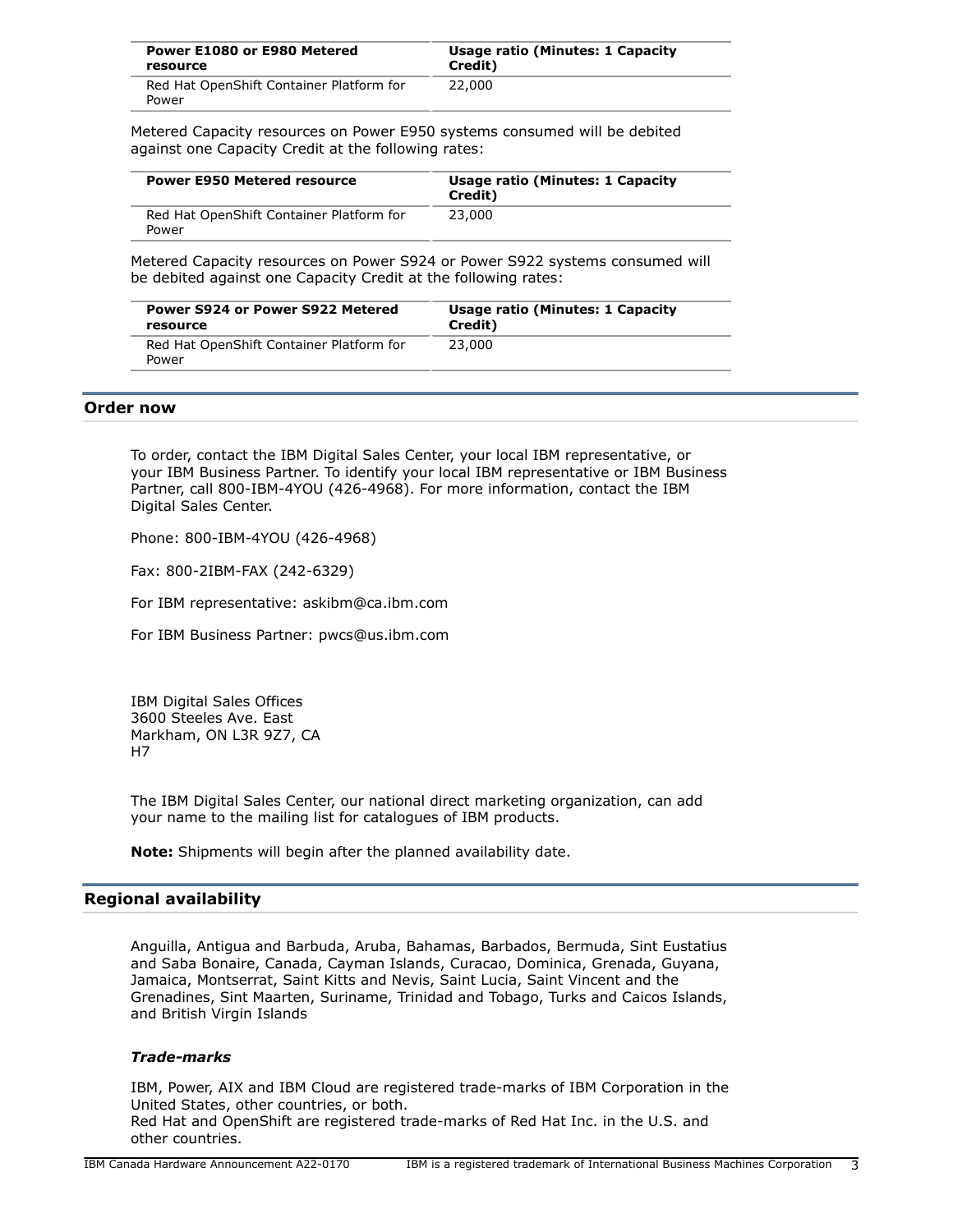| Power E1080 or E980 Metered resource | Usage ratio (Minutes: 1 Capacity Credit) |
|---|---|
| Red Hat OpenShift Container Platform for Power | 22,000 |

Metered Capacity resources on Power E950 systems consumed will be debited against one Capacity Credit at the following rates:

| Power E950 Metered resource | Usage ratio (Minutes: 1 Capacity Credit) |
|---|---|
| Red Hat OpenShift Container Platform for Power | 23,000 |

Metered Capacity resources on Power S924 or Power S922 systems consumed will be debited against one Capacity Credit at the following rates:

| Power S924 or Power S922 Metered resource | Usage ratio (Minutes: 1 Capacity Credit) |
|---|---|
| Red Hat OpenShift Container Platform for Power | 23,000 |

## Order now

To order, contact the IBM Digital Sales Center, your local IBM representative, or your IBM Business Partner. To identify your local IBM representative or IBM Business Partner, call 800-IBM-4YOU (426-4968). For more information, contact the IBM Digital Sales Center.

Phone: 800-IBM-4YOU (426-4968)

Fax: 800-2IBM-FAX (242-6329)

For IBM representative: askibm@ca.ibm.com

For IBM Business Partner: pwcs@us.ibm.com

IBM Digital Sales Offices
3600 Steeles Ave. East
Markham, ON L3R 9Z7, CA
H7

The IBM Digital Sales Center, our national direct marketing organization, can add your name to the mailing list for catalogues of IBM products.

**Note:** Shipments will begin after the planned availability date.

## Regional availability

Anguilla, Antigua and Barbuda, Aruba, Bahamas, Barbados, Bermuda, Sint Eustatius and Saba Bonaire, Canada, Cayman Islands, Curacao, Dominica, Grenada, Guyana, Jamaica, Montserrat, Saint Kitts and Nevis, Saint Lucia, Saint Vincent and the Grenadines, Sint Maarten, Suriname, Trinidad and Tobago, Turks and Caicos Islands, and British Virgin Islands

### *Trade-marks*

IBM, Power, AIX and IBM Cloud are registered trade-marks of IBM Corporation in the United States, other countries, or both.
Red Hat and OpenShift are registered trade-marks of Red Hat Inc. in the U.S. and other countries.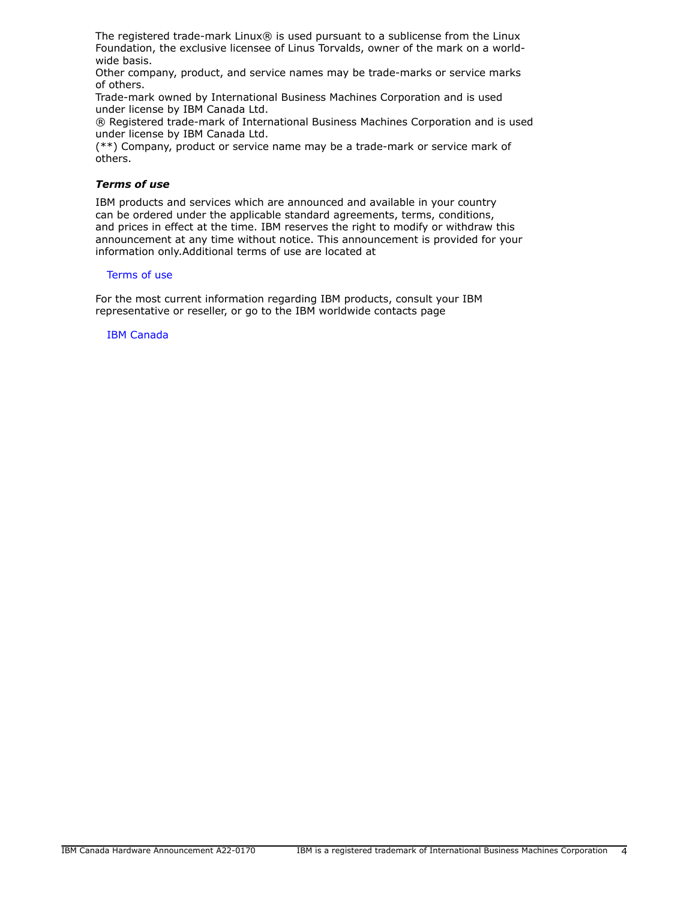The registered trade-mark Linux® is used pursuant to a sublicense from the Linux Foundation, the exclusive licensee of Linus Torvalds, owner of the mark on a world-wide basis.
Other company, product, and service names may be trade-marks or service marks of others.
Trade-mark owned by International Business Machines Corporation and is used under license by IBM Canada Ltd.
® Registered trade-mark of International Business Machines Corporation and is used under license by IBM Canada Ltd.
(**) Company, product or service name may be a trade-mark or service mark of others.

### *Terms of use*

IBM products and services which are announced and available in your country can be ordered under the applicable standard agreements, terms, conditions, and prices in effect at the time. IBM reserves the right to modify or withdraw this announcement at any time without notice. This announcement is provided for your information only.Additional terms of use are located at

Terms of use

For the most current information regarding IBM products, consult your IBM representative or reseller, or go to the IBM worldwide contacts page

IBM Canada